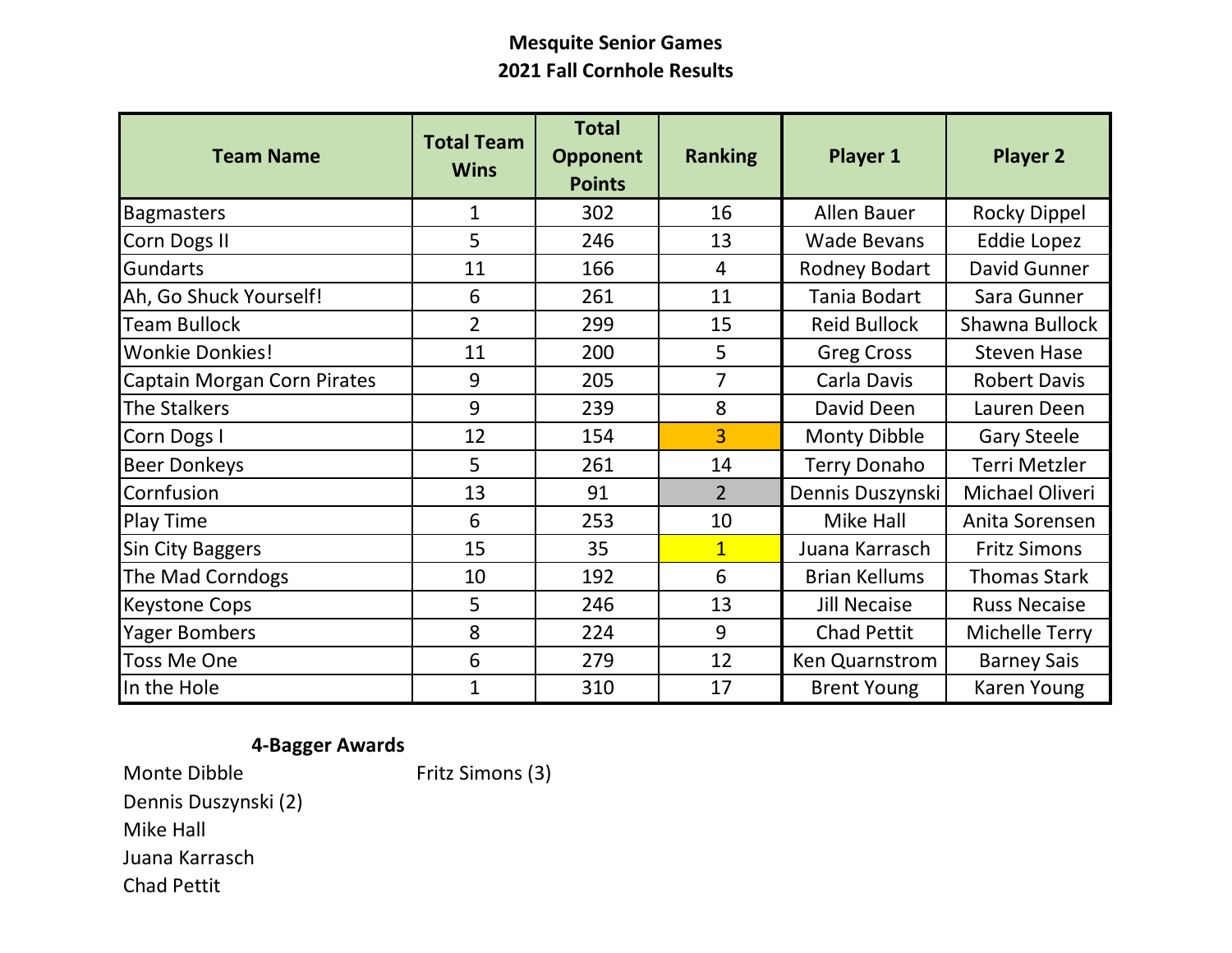## Mesquite Senior Games

## 2021 Fall Cornhole Results

| Team Name | Total Team Wins | Total Opponent Points | Ranking | Player 1 | Player 2 |
|---|---|---|---|---|---|
| Bagmasters | 1 | 302 | 16 | Allen Bauer | Rocky Dippel |
| Corn Dogs II | 5 | 246 | 13 | Wade Bevans | Eddie Lopez |
| Gundarts | 11 | 166 | 4 | Rodney Bodart | David Gunner |
| Ah, Go Shuck Yourself! | 6 | 261 | 11 | Tania Bodart | Sara Gunner |
| Team Bullock | 2 | 299 | 15 | Reid Bullock | Shawna Bullock |
| Wonkie Donkies! | 11 | 200 | 5 | Greg Cross | Steven Hase |
| Captain Morgan Corn Pirates | 9 | 205 | 7 | Carla Davis | Robert Davis |
| The Stalkers | 9 | 239 | 8 | David Deen | Lauren Deen |
| Corn Dogs I | 12 | 154 | 3 | Monty Dibble | Gary Steele |
| Beer Donkeys | 5 | 261 | 14 | Terry Donaho | Terri Metzler |
| Cornfusion | 13 | 91 | 2 | Dennis Duszynski | Michael Oliveri |
| Play Time | 6 | 253 | 10 | Mike Hall | Anita Sorensen |
| Sin City Baggers | 15 | 35 | 1 | Juana Karrasch | Fritz Simons |
| The Mad Corndogs | 10 | 192 | 6 | Brian Kellums | Thomas Stark |
| Keystone Cops | 5 | 246 | 13 | Jill Necaise | Russ Necaise |
| Yager Bombers | 8 | 224 | 9 | Chad Pettit | Michelle Terry |
| Toss Me One | 6 | 279 | 12 | Ken Quarnstrom | Barney Sais |
| In the Hole | 1 | 310 | 17 | Brent Young | Karen Young |

**4-Bagger Awards**

Monte Dibble

Dennis Duszynski (2)

Mike Hall

Juana Karrasch

Chad Pettit

Fritz Simons (3)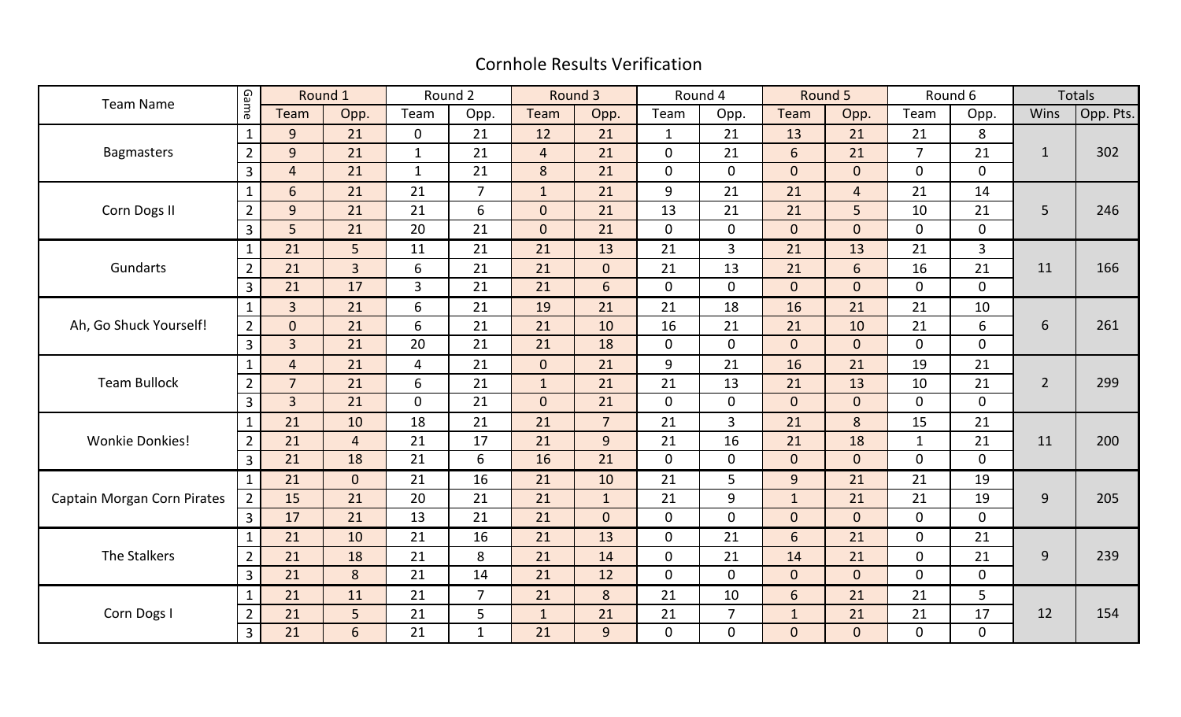# Cornhole Results Verification

| Team Name | Game | Round 1 | | Round 2 | | Round 3 | | Round 4 | | Round 5 | | Round 6 | | Totals | |
|---|---|---|---|---|---|---|---|---|---|---|---|---|---|---|---|
| | | Team | Opp. | Team | Opp. | Team | Opp. | Team | Opp. | Team | Opp. | Team | Opp. | Wins | Opp. Pts. |
| Bagmasters | 1 | 9 | 21 | 0 | 21 | 12 | 21 | 1 | 21 | 13 | 21 | 21 | 8 | 1 | 302 |
| | 2 | 9 | 21 | 1 | 21 | 4 | 21 | 0 | 21 | 6 | 21 | 7 | 21 | | |
| | 3 | 4 | 21 | 1 | 21 | 8 | 21 | 0 | 0 | 0 | 0 | 0 | 0 | | |
| Corn Dogs II | 1 | 6 | 21 | 21 | 7 | 1 | 21 | 9 | 21 | 21 | 4 | 21 | 14 | 5 | 246 |
| | 2 | 9 | 21 | 21 | 6 | 0 | 21 | 13 | 21 | 21 | 5 | 10 | 21 | | |
| | 3 | 5 | 21 | 20 | 21 | 0 | 21 | 0 | 0 | 0 | 0 | 0 | 0 | | |
| Gundarts | 1 | 21 | 5 | 11 | 21 | 21 | 13 | 21 | 3 | 21 | 13 | 21 | 3 | 11 | 166 |
| | 2 | 21 | 3 | 6 | 21 | 21 | 0 | 21 | 13 | 21 | 6 | 16 | 21 | | |
| | 3 | 21 | 17 | 3 | 21 | 21 | 6 | 0 | 0 | 0 | 0 | 0 | 0 | | |
| Ah, Go Shuck Yourself! | 1 | 3 | 21 | 6 | 21 | 19 | 21 | 21 | 18 | 16 | 21 | 21 | 10 | 6 | 261 |
| | 2 | 0 | 21 | 6 | 21 | 21 | 10 | 16 | 21 | 21 | 10 | 21 | 6 | | |
| | 3 | 3 | 21 | 20 | 21 | 21 | 18 | 0 | 0 | 0 | 0 | 0 | 0 | | |
| Team Bullock | 1 | 4 | 21 | 4 | 21 | 0 | 21 | 9 | 21 | 16 | 21 | 19 | 21 | 2 | 299 |
| | 2 | 7 | 21 | 6 | 21 | 1 | 21 | 21 | 13 | 21 | 13 | 10 | 21 | | |
| | 3 | 3 | 21 | 0 | 21 | 0 | 21 | 0 | 0 | 0 | 0 | 0 | 0 | | |
| Wonkie Donkies! | 1 | 21 | 10 | 18 | 21 | 21 | 7 | 21 | 3 | 21 | 8 | 15 | 21 | 11 | 200 |
| | 2 | 21 | 4 | 21 | 17 | 21 | 9 | 21 | 16 | 21 | 18 | 1 | 21 | | |
| | 3 | 21 | 18 | 21 | 6 | 16 | 21 | 0 | 0 | 0 | 0 | 0 | 0 | | |
| Captain Morgan Corn Pirates | 1 | 21 | 0 | 21 | 16 | 21 | 10 | 21 | 5 | 9 | 21 | 21 | 19 | 9 | 205 |
| | 2 | 15 | 21 | 20 | 21 | 21 | 1 | 21 | 9 | 1 | 21 | 21 | 19 | | |
| | 3 | 17 | 21 | 13 | 21 | 21 | 0 | 0 | 0 | 0 | 0 | 0 | 0 | | |
| The Stalkers | 1 | 21 | 10 | 21 | 16 | 21 | 13 | 0 | 21 | 6 | 21 | 0 | 21 | 9 | 239 |
| | 2 | 21 | 18 | 21 | 8 | 21 | 14 | 0 | 21 | 14 | 21 | 0 | 21 | | |
| | 3 | 21 | 8 | 21 | 14 | 21 | 12 | 0 | 0 | 0 | 0 | 0 | 0 | | |
| Corn Dogs I | 1 | 21 | 11 | 21 | 7 | 21 | 8 | 21 | 10 | 6 | 21 | 21 | 5 | 12 | 154 |
| | 2 | 21 | 5 | 21 | 5 | 1 | 21 | 21 | 7 | 1 | 21 | 21 | 17 | | |
| | 3 | 21 | 6 | 21 | 1 | 21 | 9 | 0 | 0 | 0 | 0 | 0 | 0 | | |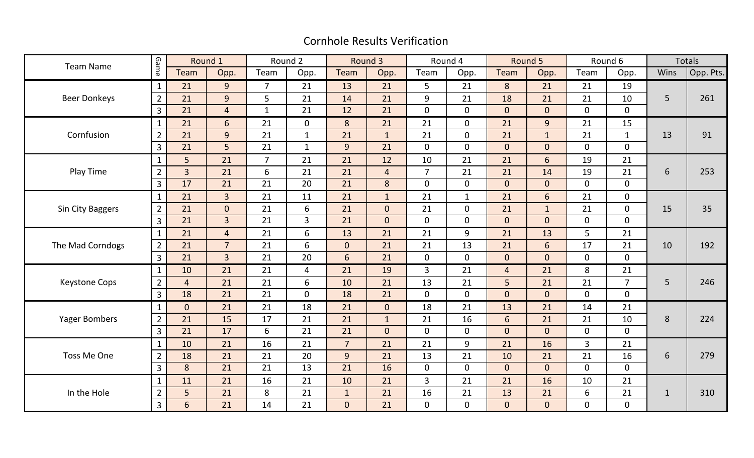# Cornhole Results Verification

| Team Name | Game | Round 1 | | Round 2 | | Round 3 | | Round 4 | | Round 5 | | Round 6 | | Totals | |
|---|---|---|---|---|---|---|---|---|---|---|---|---|---|---|---|
| | | Team | Opp. | Team | Opp. | Team | Opp. | Team | Opp. | Team | Opp. | Team | Opp. | Wins | Opp. Pts. |
| Beer Donkeys | 1 | 21 | 9 | 7 | 21 | 13 | 21 | 5 | 21 | 8 | 21 | 21 | 19 | 5 | 261 |
| | 2 | 21 | 9 | 5 | 21 | 14 | 21 | 9 | 21 | 18 | 21 | 21 | 10 | | |
| | 3 | 21 | 4 | 1 | 21 | 12 | 21 | 0 | 0 | 0 | 0 | 0 | 0 | | |
| Cornfusion | 1 | 21 | 6 | 21 | 0 | 8 | 21 | 21 | 0 | 21 | 9 | 21 | 15 | 13 | 91 |
| | 2 | 21 | 9 | 21 | 1 | 21 | 1 | 21 | 0 | 21 | 1 | 21 | 1 | | |
| | 3 | 21 | 5 | 21 | 1 | 9 | 21 | 0 | 0 | 0 | 0 | 0 | 0 | | |
| Play Time | 1 | 5 | 21 | 7 | 21 | 21 | 12 | 10 | 21 | 21 | 6 | 19 | 21 | 6 | 253 |
| | 2 | 3 | 21 | 6 | 21 | 21 | 4 | 7 | 21 | 21 | 14 | 19 | 21 | | |
| | 3 | 17 | 21 | 21 | 20 | 21 | 8 | 0 | 0 | 0 | 0 | 0 | 0 | | |
| Sin City Baggers | 1 | 21 | 3 | 21 | 11 | 21 | 1 | 21 | 1 | 21 | 6 | 21 | 0 | 15 | 35 |
| | 2 | 21 | 0 | 21 | 6 | 21 | 0 | 21 | 0 | 21 | 1 | 21 | 0 | | |
| | 3 | 21 | 3 | 21 | 3 | 21 | 0 | 0 | 0 | 0 | 0 | 0 | 0 | | |
| The Mad Corndogs | 1 | 21 | 4 | 21 | 6 | 13 | 21 | 21 | 9 | 21 | 13 | 5 | 21 | 10 | 192 |
| | 2 | 21 | 7 | 21 | 6 | 0 | 21 | 21 | 13 | 21 | 6 | 17 | 21 | | |
| | 3 | 21 | 3 | 21 | 20 | 6 | 21 | 0 | 0 | 0 | 0 | 0 | 0 | | |
| Keystone Cops | 1 | 10 | 21 | 21 | 4 | 21 | 19 | 3 | 21 | 4 | 21 | 8 | 21 | 5 | 246 |
| | 2 | 4 | 21 | 21 | 6 | 10 | 21 | 13 | 21 | 5 | 21 | 21 | 7 | | |
| | 3 | 18 | 21 | 21 | 0 | 18 | 21 | 0 | 0 | 0 | 0 | 0 | 0 | | |
| Yager Bombers | 1 | 0 | 21 | 21 | 18 | 21 | 0 | 18 | 21 | 13 | 21 | 14 | 21 | 8 | 224 |
| | 2 | 21 | 15 | 17 | 21 | 21 | 1 | 21 | 16 | 6 | 21 | 21 | 10 | | |
| | 3 | 21 | 17 | 6 | 21 | 21 | 0 | 0 | 0 | 0 | 0 | 0 | 0 | | |
| Toss Me One | 1 | 10 | 21 | 16 | 21 | 7 | 21 | 21 | 9 | 21 | 16 | 3 | 21 | 6 | 279 |
| | 2 | 18 | 21 | 21 | 20 | 9 | 21 | 13 | 21 | 10 | 21 | 21 | 16 | | |
| | 3 | 8 | 21 | 21 | 13 | 21 | 16 | 0 | 0 | 0 | 0 | 0 | 0 | | |
| In the Hole | 1 | 11 | 21 | 16 | 21 | 10 | 21 | 3 | 21 | 21 | 16 | 10 | 21 | 1 | 310 |
| | 2 | 5 | 21 | 8 | 21 | 1 | 21 | 16 | 21 | 13 | 21 | 6 | 21 | | |
| | 3 | 6 | 21 | 14 | 21 | 0 | 21 | 0 | 0 | 0 | 0 | 0 | 0 | | |